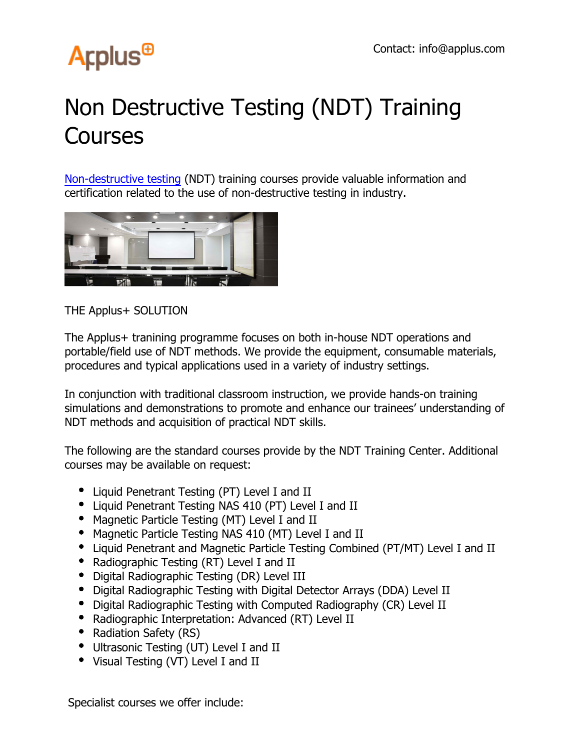Contact: info@applus.com

# Non Destructive Testing (NDT) Training Courses

[Non-destructive testing](#) (NDT) training courses provide valuable information and certification related to the use of non-destructive testing in industry.

THE Applus+ SOLUTION

The Applus+ tranining programme focuses on both in-house NDT operations and portable/field use of NDT methods. We provide the equipment, consumable materials, procedures and typical applications used in a variety of industry settings.

In conjunction with traditional classroom instruction, we provide hands-on training simulations and demonstrations to promote and enhance our trainees' understanding of NDT methods and acquisition of practical NDT skills.

The following are the standard courses provide by the NDT Training Center. Additional courses may be available on request:

- Liquid Penetrant Testing (PT) Level I and II
- Liquid Penetrant Testing NAS 410 (PT) Level I and II
- Magnetic Particle Testing (MT) Level I and II
- Magnetic Particle Testing NAS 410 (MT) Level I and II
- Liquid Penetrant and Magnetic Particle Testing Combined (PT/MT) Level I and II
- Radiographic Testing (RT) Level I and II
- Digital Radiographic Testing (DR) Level III
- Digital Radiographic Testing with Digital Detector Arrays (DDA) Level II
- Digital Radiographic Testing with Computed Radiography (CR) Level II
- Radiographic Interpretation: Advanced (RT) Level II
- Radiation Safety (RS)
- Ultrasonic Testing (UT) Level I and II
- Visual Testing (VT) Level I and II

Specialist courses we offer include: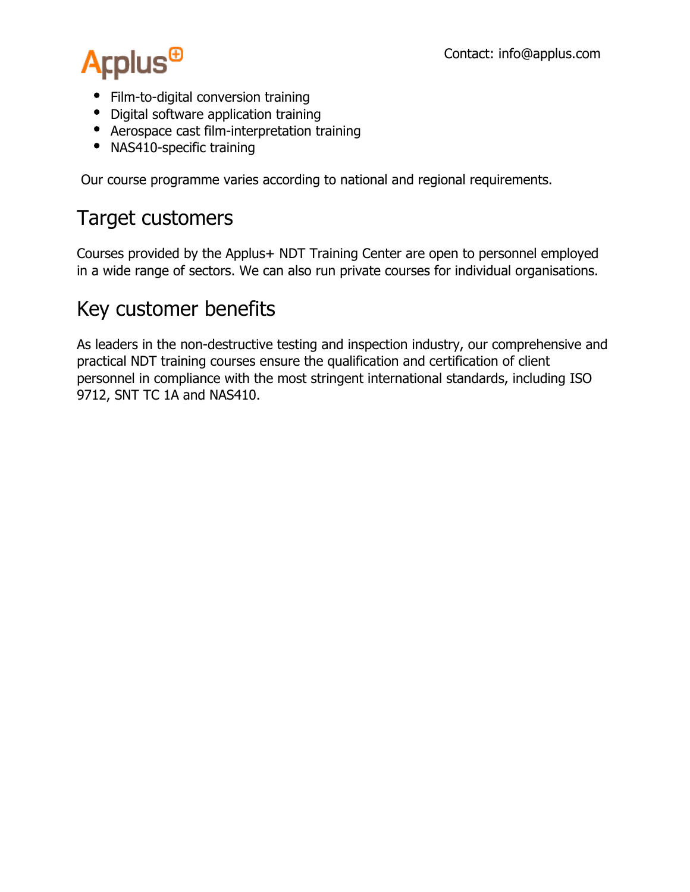- Film-to-digital conversion training
- Digital software application training
- Aerospace cast film-interpretation training
- NAS410-specific training

Our course programme varies according to national and regional requirements.

## Target customers

Courses provided by the Applus+ NDT Training Center are open to personnel employed in a wide range of sectors. We can also run private courses for individual organisations.

## Key customer benefits

As leaders in the non-destructive testing and inspection industry, our comprehensive and practical NDT training courses ensure the qualification and certification of client personnel in compliance with the most stringent international standards, including ISO 9712, SNT TC 1A and NAS410.